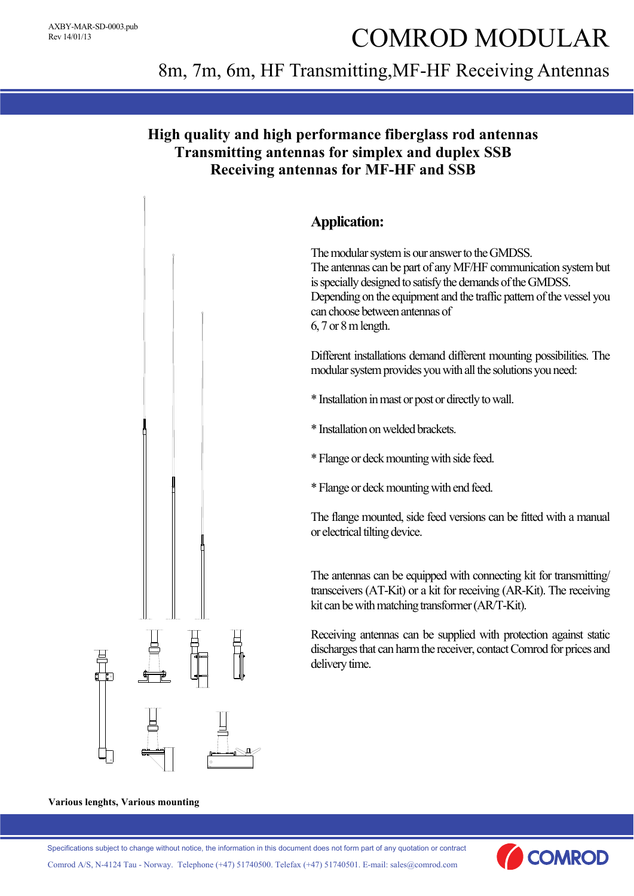AXBY-MAR-SD-0003.pub
Rev 14/01/13

# COMROD MODULAR

## 8m, 7m, 6m, HF Transmitting,MF-HF Receiving Antennas

**High quality and high performance fiberglass rod antennas**
**Transmitting antennas for simplex and duplex SSB**
**Receiving antennas for MF-HF and SSB**

### Application:

The modular system is our answer to the GMDSS.
The antennas can be part of any MF/HF communication system but is specially designed to satisfy the demands of the GMDSS.
Depending on the equipment and the traffic pattern of the vessel you can choose between antennas of
6, 7 or 8 m length.

Different installations demand different mounting possibilities. The modular system provides you with all the solutions you need:

* Installation in mast or post or directly to wall.

* Installation on welded brackets.

* Flange or deck mounting with side feed.

* Flange or deck mounting with end feed.

The flange mounted, side feed versions can be fitted with a manual or electrical tilting device.

The antennas can be equipped with connecting kit for transmitting/transceivers (AT-Kit) or a kit for receiving (AR-Kit). The receiving kit can be with matching transformer (AR/T-Kit).

Receiving antennas can be supplied with protection against static discharges that can harm the receiver, contact Comrod for prices and delivery time.

**Various lenghts, Various mounting**

Specifications subject to change without notice, the information in this document does not form part of any quotation or contract

Comrod A/S, N-4124 Tau - Norway. Telephone (+47) 51740500. Telefax (+47) 51740501. E-mail: sales@comrod.com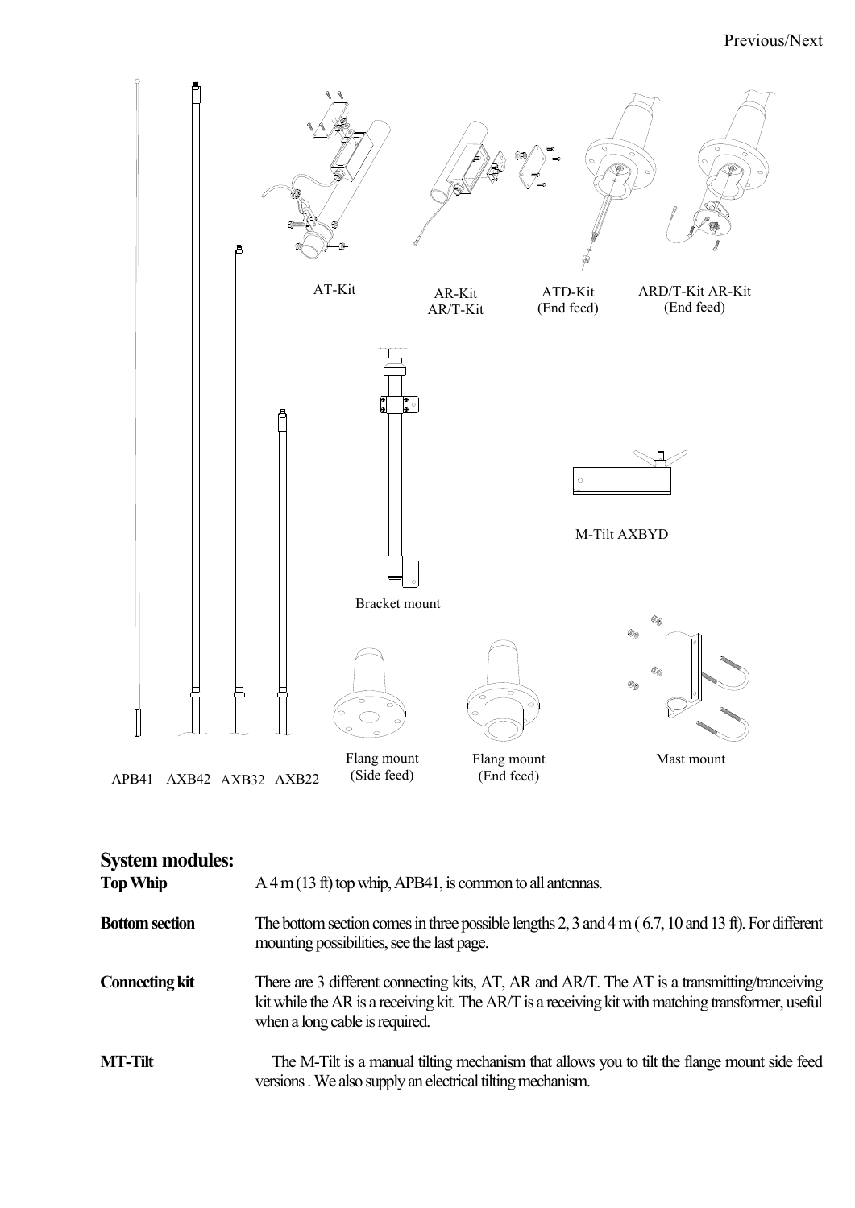APB41 AXB42 AXB32 AXB22

AT-Kit

AR-Kit
AR/T-Kit

ATD-Kit
(End feed)

ARD/T-Kit AR-Kit
(End feed)

Bracket mount

M-Tilt AXBYD

Flang mount
(Side feed)

Flang mount
(End feed)

Mast mount

## System modules:

**Top Whip** A 4 m (13 ft) top whip, APB41, is common to all antennas.

**Bottom section** The bottom section comes in three possible lengths 2, 3 and 4 m ( 6.7, 10 and 13 ft). For different mounting possibilities, see the last page.

**Connecting kit** There are 3 different connecting kits, AT, AR and AR/T. The AT is a transmitting/tranceiving kit while the AR is a receiving kit. The AR/T is a receiving kit with matching transformer, useful when a long cable is required.

**MT-Tilt** The M-Tilt is a manual tilting mechanism that allows you to tilt the flange mount side feed versions . We also supply an electrical tilting mechanism.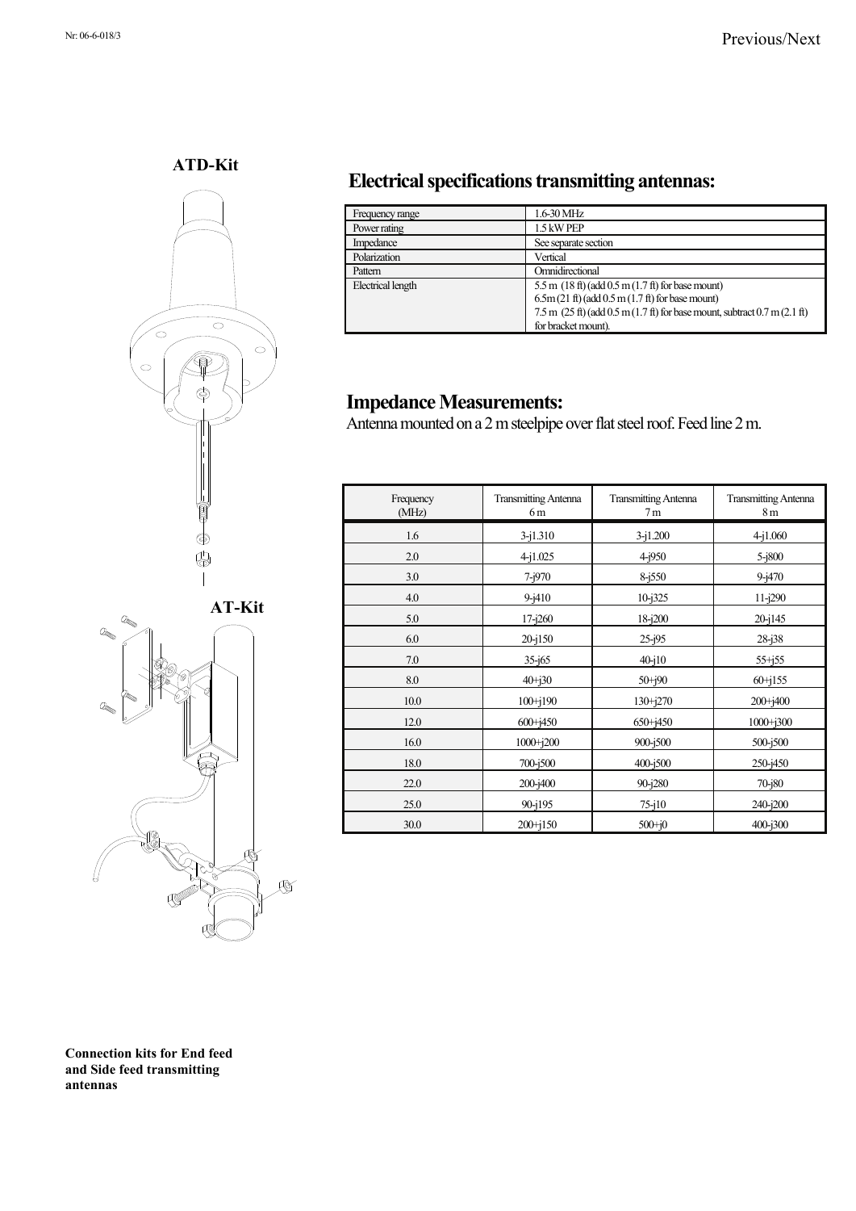**ATD-Kit**

**AT-Kit**

## Electrical specifications transmitting antennas:

| Frequency range | 1.6-30 MHz |
|---|---|
| Power rating | 1.5 kW PEP |
| Impedance | See separate section |
| Polarization | Vertical |
| Pattern | Omnidirectional |
| Electrical length | 5.5 m (18 ft) (add 0.5 m (1.7 ft) for base mount)<br>6.5m (21 ft) (add 0.5 m (1.7 ft) for base mount)<br>7.5 m (25 ft) (add 0.5 m (1.7 ft) for base mount, subtract 0.7 m (2.1 ft) for bracket mount). |

## Impedance Measurements:

Antenna mounted on a 2 m steelpipe over flat steel roof. Feed line 2 m.

| Frequency (MHz) | Transmitting Antenna 6 m | Transmitting Antenna 7 m | Transmitting Antenna 8 m |
|---|---|---|---|
| 1.6 | 3-j1.310 | 3-j1.200 | 4-j1.060 |
| 2.0 | 4-j1.025 | 4-j950 | 5-j800 |
| 3.0 | 7-j970 | 8-j550 | 9-j470 |
| 4.0 | 9-j410 | 10-j325 | 11-j290 |
| 5.0 | 17-j260 | 18-j200 | 20-j145 |
| 6.0 | 20-j150 | 25-j95 | 28-j38 |
| 7.0 | 35-j65 | 40-j10 | 55+j55 |
| 8.0 | 40+j30 | 50+j90 | 60+j155 |
| 10.0 | 100+j190 | 130+j270 | 200+j400 |
| 12.0 | 600+j450 | 650+j450 | 1000+j300 |
| 16.0 | 1000+j200 | 900-j500 | 500-j500 |
| 18.0 | 700-j500 | 400-j500 | 250-j450 |
| 22.0 | 200-j400 | 90-j280 | 70-j80 |
| 25.0 | 90-j195 | 75-j10 | 240-j200 |
| 30.0 | 200+j150 | 500+j0 | 400-j300 |

**Connection kits for End feed and Side feed transmitting antennas**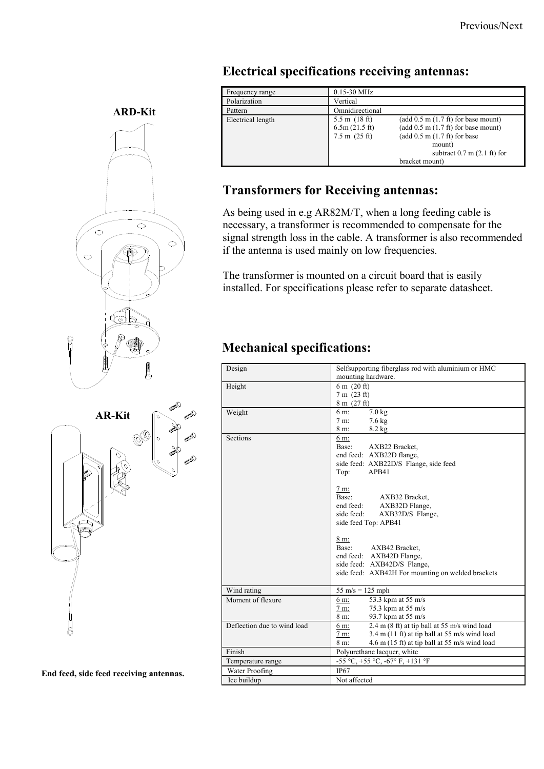ARD-Kit

AR-Kit

**End feed, side feed receiving antennas.**

## Electrical specifications receiving antennas:

| Frequency range | 0.15-30 MHz |
|---|---|
| Polarization | Vertical |
| Pattern | Omnidirectional |
| Electrical length | 5.5 m (18 ft) (add 0.5 m (1.7 ft) for base mount)<br>6.5m (21.5 ft) (add 0.5 m (1.7 ft) for base mount)<br>7.5 m (25 ft) (add 0.5 m (1.7 ft) for base mount) subtract 0.7 m (2.1 ft) for bracket mount) |

## Transformers for Receiving antennas:

As being used in e.g AR82M/T, when a long feeding cable is necessary, a transformer is recommended to compensate for the signal strength loss in the cable. A transformer is also recommended if the antenna is used mainly on low frequencies.

The transformer is mounted on a circuit board that is easily installed. For specifications please refer to separate datasheet.

## Mechanical specifications:

| Design | Selfsupporting fiberglass rod with aluminium or HMC mounting hardware. |
|---|---|
| Height | 6 m (20 ft)<br>7 m (23 ft)<br>8 m (27 ft) |
| Weight | 6 m: 7.0 kg<br>7 m: 7.6 kg<br>8 m: 8.2 kg |
| Sections | 6 m:<br>Base: AXB22 Bracket,<br>end feed: AXB22D flange,<br>side feed: AXB22D/S Flange, side feed<br>Top: APB41<br><br>7 m:<br>Base: AXB32 Bracket,<br>end feed: AXB32D Flange,<br>side feed: AXB32D/S Flange,<br>side feed Top: APB41<br><br>8 m:<br>Base: AXB42 Bracket,<br>end feed: AXB42D Flange,<br>side feed: AXB42D/S Flange,<br>side feed: AXB42H For mounting on welded brackets |
| Wind rating | 55 m/s = 125 mph |
| Moment of flexure | 6 m: 53.3 kpm at 55 m/s<br>7 m: 75.3 kpm at 55 m/s<br>8 m: 93.7 kpm at 55 m/s |
| Deflection due to wind load | 6 m: 2.4 m (8 ft) at tip ball at 55 m/s wind load<br>7 m: 3.4 m (11 ft) at tip ball at 55 m/s wind load<br>8 m: 4.6 m (15 ft) at tip ball at 55 m/s wind load |
| Finish | Polyurethane lacquer, white |
| Temperature range | -55 °C, +55 °C, -67° F, +131 °F |
| Water Proofing | IP67 |
| Ice buildup | Not affected |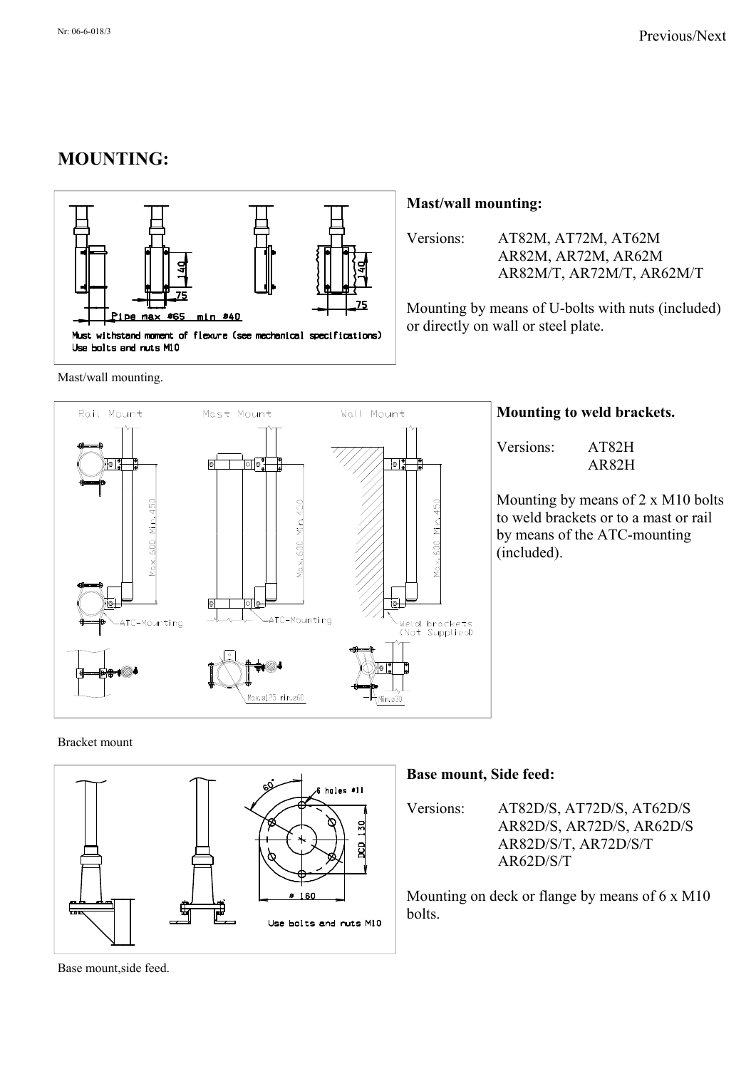# MOUNTING:

## Mast/wall mounting:

Versions: AT82M, AT72M, AT62M
AR82M, AR72M, AR62M
AR82M/T, AR72M/T, AR62M/T

Mounting by means of U-bolts with nuts (included) or directly on wall or steel plate.

Mast/wall mounting.

## Mounting to weld brackets.

Versions: AT82H
AR82H

Mounting by means of 2 x M10 bolts to weld brackets or to a mast or rail by means of the ATC-mounting (included).

Bracket mount

## Base mount, Side feed:

Versions: AT82D/S, AT72D/S, AT62D/S
AR82D/S, AR72D/S, AR62D/S
AR82D/S/T, AR72D/S/T
AR62D/S/T

Mounting on deck or flange by means of 6 x M10 bolts.

Base mount,side feed.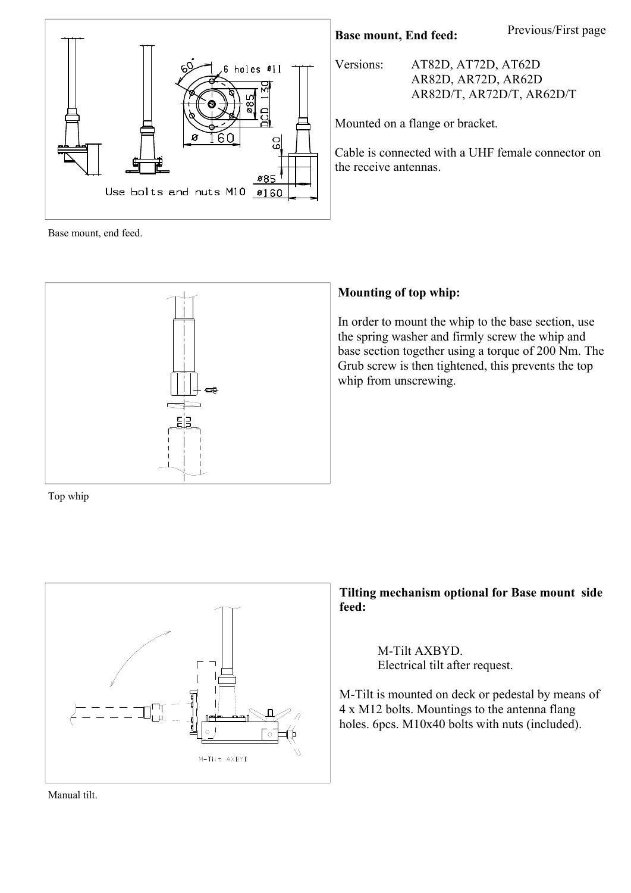**Base mount, End feed:**

Previous/First page

Versions: AT82D, AT72D, AT62D
AR82D, AR72D, AR62D
AR82D/T, AR72D/T, AR62D/T

Mounted on a flange or bracket.

Cable is connected with a UHF female connector on the receive antennas.

60°
6 holes ø11
ø85
DCD 130
ø 160
60
ø85
ø160
Use bolts and nuts M10

Base mount, end feed.

**Mounting of top whip:**

In order to mount the whip to the base section, use the spring washer and firmly screw the whip and base section together using a torque of 200 Nm. The Grub screw is then tightened, this prevents the top whip from unscrewing.

Top whip

**Tilting mechanism optional for Base mount side feed:**

M-Tilt AXBYD.
Electrical tilt after request.

M-Tilt is mounted on deck or pedestal by means of 4 x M12 bolts. Mountings to the antenna flang holes. 6pcs. M10x40 bolts with nuts (included).

M-Tilt AXBYD

Manual tilt.